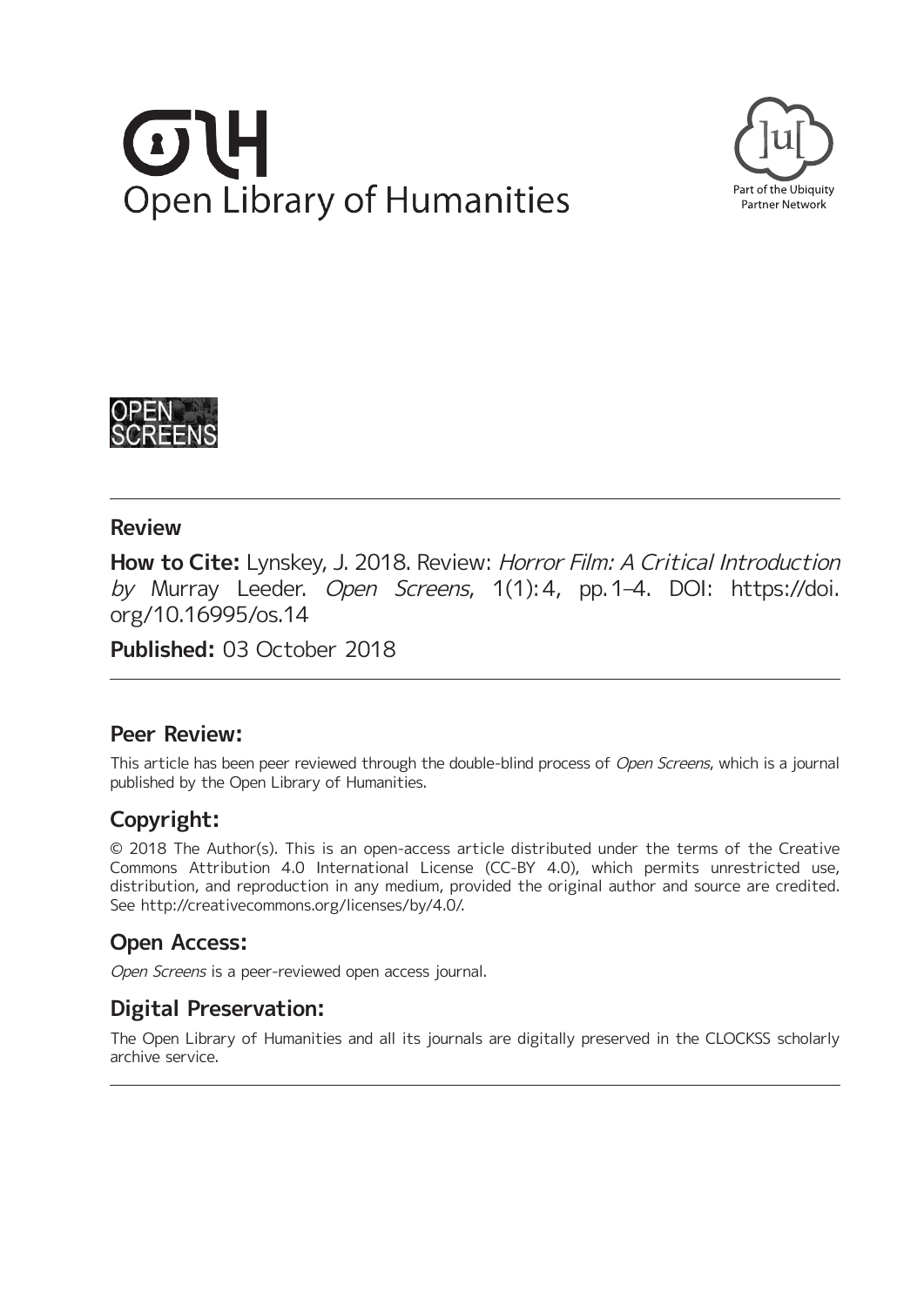Open Library of Humanities

Part of the Ubiquity Partner Network

OPEN SCREENS

## Review

**How to Cite:** Lynskey, J. 2018. Review: *Horror Film: A Critical Introduction by* Murray Leeder. *Open Screens*, 1(1): 4, pp. 1–4. DOI: https://doi.org/10.16995/os.14

**Published:** 03 October 2018

## Peer Review:

This article has been peer reviewed through the double-blind process of *Open Screens*, which is a journal published by the Open Library of Humanities.

## Copyright:

© 2018 The Author(s). This is an open-access article distributed under the terms of the Creative Commons Attribution 4.0 International License (CC-BY 4.0), which permits unrestricted use, distribution, and reproduction in any medium, provided the original author and source are credited. See http://creativecommons.org/licenses/by/4.0/.

## Open Access:

*Open Screens* is a peer-reviewed open access journal.

## Digital Preservation:

The Open Library of Humanities and all its journals are digitally preserved in the CLOCKSS scholarly archive service.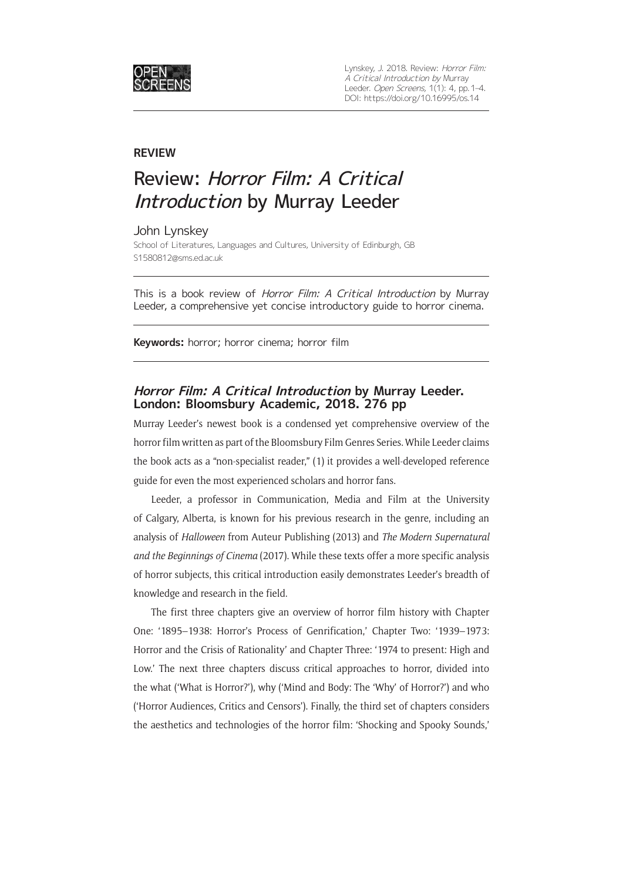# REVIEW

# Review: *Horror Film: A Critical Introduction* by Murray Leeder

John Lynskey

School of Literatures, Languages and Cultures, University of Edinburgh, GB
S1580812@sms.ed.ac.uk

---

This is a book review of *Horror Film: A Critical Introduction* by Murray Leeder, a comprehensive yet concise introductory guide to horror cinema.

---

**Keywords:** horror; horror cinema; horror film

---

## *Horror Film: A Critical Introduction* by Murray Leeder. London: Bloomsbury Academic, 2018. 276 pp

Murray Leeder's newest book is a condensed yet comprehensive overview of the horror film written as part of the Bloomsbury Film Genres Series. While Leeder claims the book acts as a "non-specialist reader," (1) it provides a well-developed reference guide for even the most experienced scholars and horror fans.

Leeder, a professor in Communication, Media and Film at the University of Calgary, Alberta, is known for his previous research in the genre, including an analysis of *Halloween* from Auteur Publishing (2013) and *The Modern Supernatural and the Beginnings of Cinema* (2017). While these texts offer a more specific analysis of horror subjects, this critical introduction easily demonstrates Leeder's breadth of knowledge and research in the field.

The first three chapters give an overview of horror film history with Chapter One: '1895–1938: Horror's Process of Genrification,' Chapter Two: '1939–1973: Horror and the Crisis of Rationality' and Chapter Three: '1974 to present: High and Low.' The next three chapters discuss critical approaches to horror, divided into the what ('What is Horror?'), why ('Mind and Body: The 'Why' of Horror?') and who ('Horror Audiences, Critics and Censors'). Finally, the third set of chapters considers the aesthetics and technologies of the horror film: 'Shocking and Spooky Sounds,'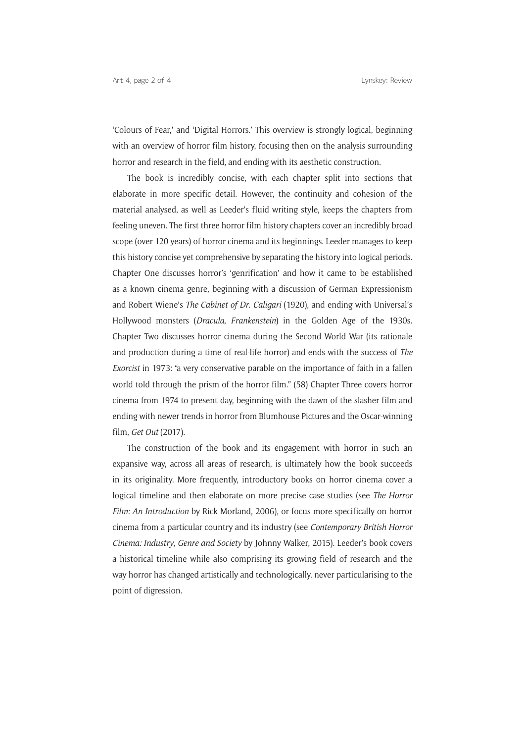'Colours of Fear,' and 'Digital Horrors.' This overview is strongly logical, beginning with an overview of horror film history, focusing then on the analysis surrounding horror and research in the field, and ending with its aesthetic construction.

The book is incredibly concise, with each chapter split into sections that elaborate in more specific detail. However, the continuity and cohesion of the material analysed, as well as Leeder's fluid writing style, keeps the chapters from feeling uneven. The first three horror film history chapters cover an incredibly broad scope (over 120 years) of horror cinema and its beginnings. Leeder manages to keep this history concise yet comprehensive by separating the history into logical periods. Chapter One discusses horror's 'genrification' and how it came to be established as a known cinema genre, beginning with a discussion of German Expressionism and Robert Wiene's *The Cabinet of Dr. Caligari* (1920), and ending with Universal's Hollywood monsters (*Dracula*, *Frankenstein*) in the Golden Age of the 1930s. Chapter Two discusses horror cinema during the Second World War (its rationale and production during a time of real-life horror) and ends with the success of *The Exorcist* in 1973: "a very conservative parable on the importance of faith in a fallen world told through the prism of the horror film." (58) Chapter Three covers horror cinema from 1974 to present day, beginning with the dawn of the slasher film and ending with newer trends in horror from Blumhouse Pictures and the Oscar-winning film, *Get Out* (2017).

The construction of the book and its engagement with horror in such an expansive way, across all areas of research, is ultimately how the book succeeds in its originality. More frequently, introductory books on horror cinema cover a logical timeline and then elaborate on more precise case studies (see *The Horror Film: An Introduction* by Rick Morland, 2006), or focus more specifically on horror cinema from a particular country and its industry (see *Contemporary British Horror Cinema: Industry, Genre and Society* by Johnny Walker, 2015). Leeder's book covers a historical timeline while also comprising its growing field of research and the way horror has changed artistically and technologically, never particularising to the point of digression.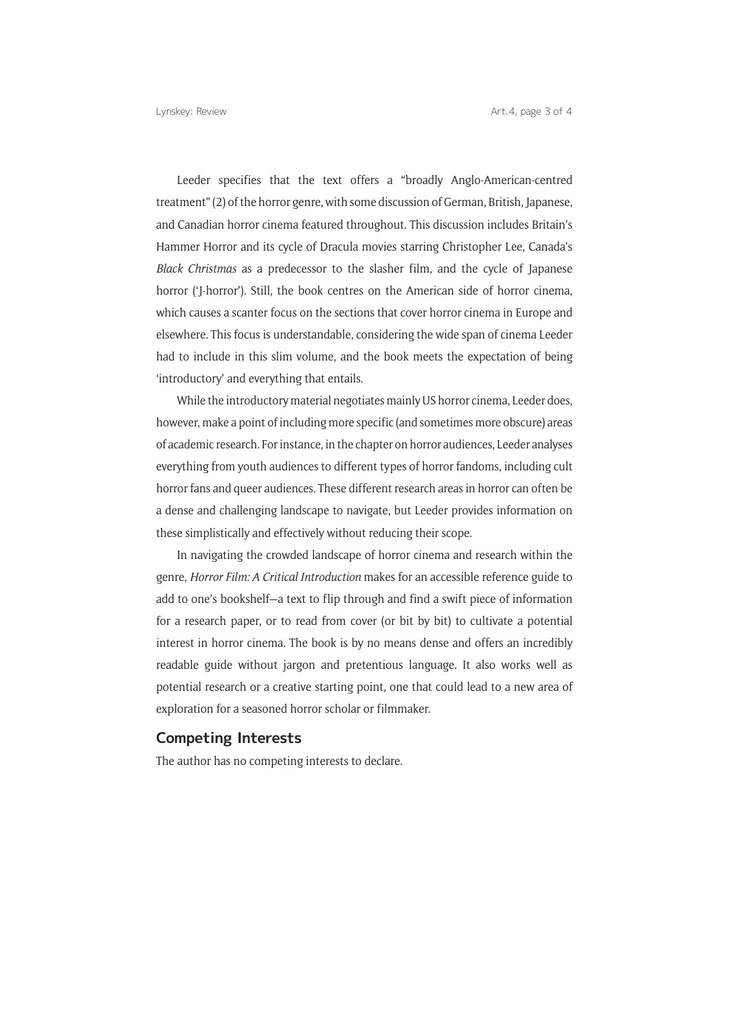Leeder specifies that the text offers a "broadly Anglo-American-centred treatment" (2) of the horror genre, with some discussion of German, British, Japanese, and Canadian horror cinema featured throughout. This discussion includes Britain's Hammer Horror and its cycle of Dracula movies starring Christopher Lee, Canada's *Black Christmas* as a predecessor to the slasher film, and the cycle of Japanese horror ('J-horror'). Still, the book centres on the American side of horror cinema, which causes a scanter focus on the sections that cover horror cinema in Europe and elsewhere. This focus is understandable, considering the wide span of cinema Leeder had to include in this slim volume, and the book meets the expectation of being 'introductory' and everything that entails.

While the introductory material negotiates mainly US horror cinema, Leeder does, however, make a point of including more specific (and sometimes more obscure) areas of academic research. For instance, in the chapter on horror audiences, Leeder analyses everything from youth audiences to different types of horror fandoms, including cult horror fans and queer audiences. These different research areas in horror can often be a dense and challenging landscape to navigate, but Leeder provides information on these simplistically and effectively without reducing their scope.

In navigating the crowded landscape of horror cinema and research within the genre, *Horror Film: A Critical Introduction* makes for an accessible reference guide to add to one's bookshelf—a text to flip through and find a swift piece of information for a research paper, or to read from cover (or bit by bit) to cultivate a potential interest in horror cinema. The book is by no means dense and offers an incredibly readable guide without jargon and pretentious language. It also works well as potential research or a creative starting point, one that could lead to a new area of exploration for a seasoned horror scholar or filmmaker.

## Competing Interests

The author has no competing interests to declare.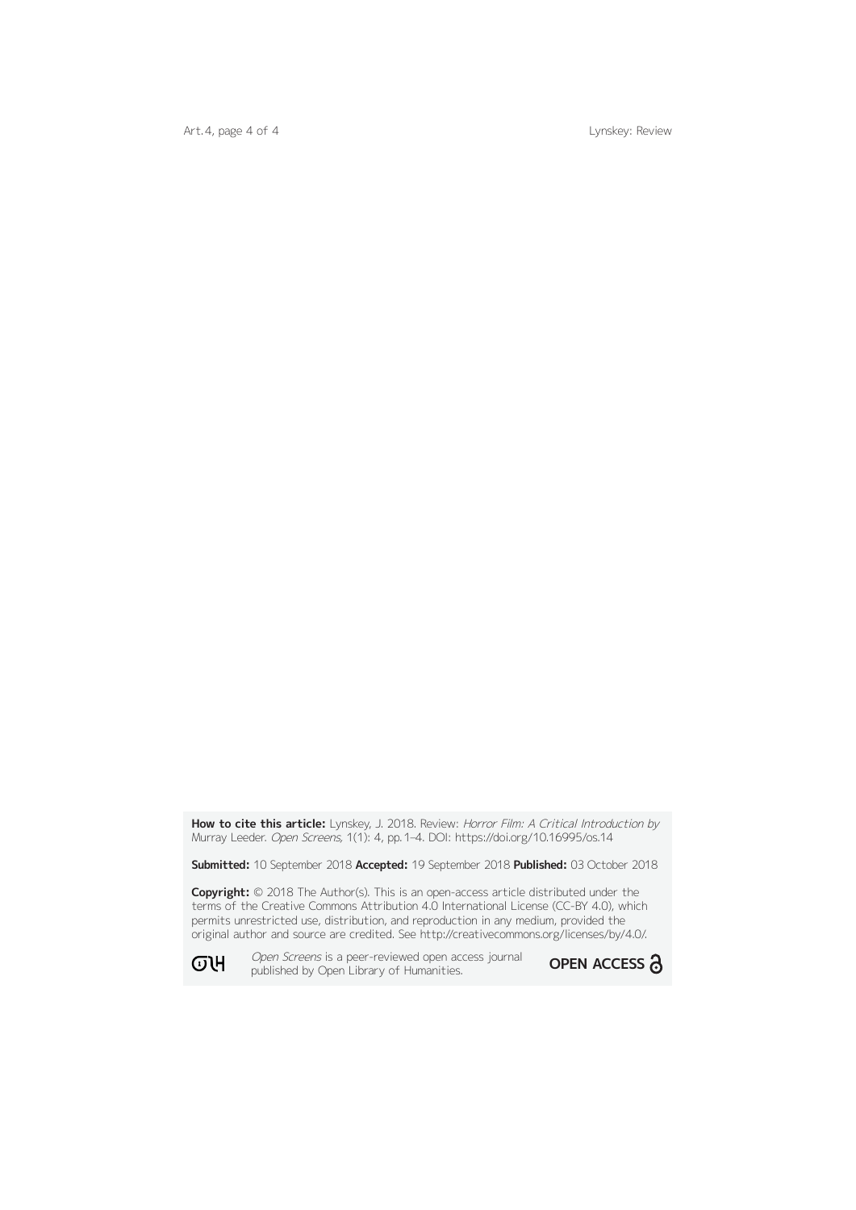**How to cite this article:** Lynskey, J. 2018. Review: *Horror Film: A Critical Introduction by* Murray Leeder. *Open Screens*, 1(1): 4, pp. 1–4. DOI: https://doi.org/10.16995/os.14

**Submitted:** 10 September 2018 **Accepted:** 19 September 2018 **Published:** 03 October 2018

**Copyright:** © 2018 The Author(s). This is an open-access article distributed under the terms of the Creative Commons Attribution 4.0 International License (CC-BY 4.0), which permits unrestricted use, distribution, and reproduction in any medium, provided the original author and source are credited. See http://creativecommons.org/licenses/by/4.0/.

*Open Screens* is a peer-reviewed open access journal published by Open Library of Humanities.

**OPEN ACCESS**